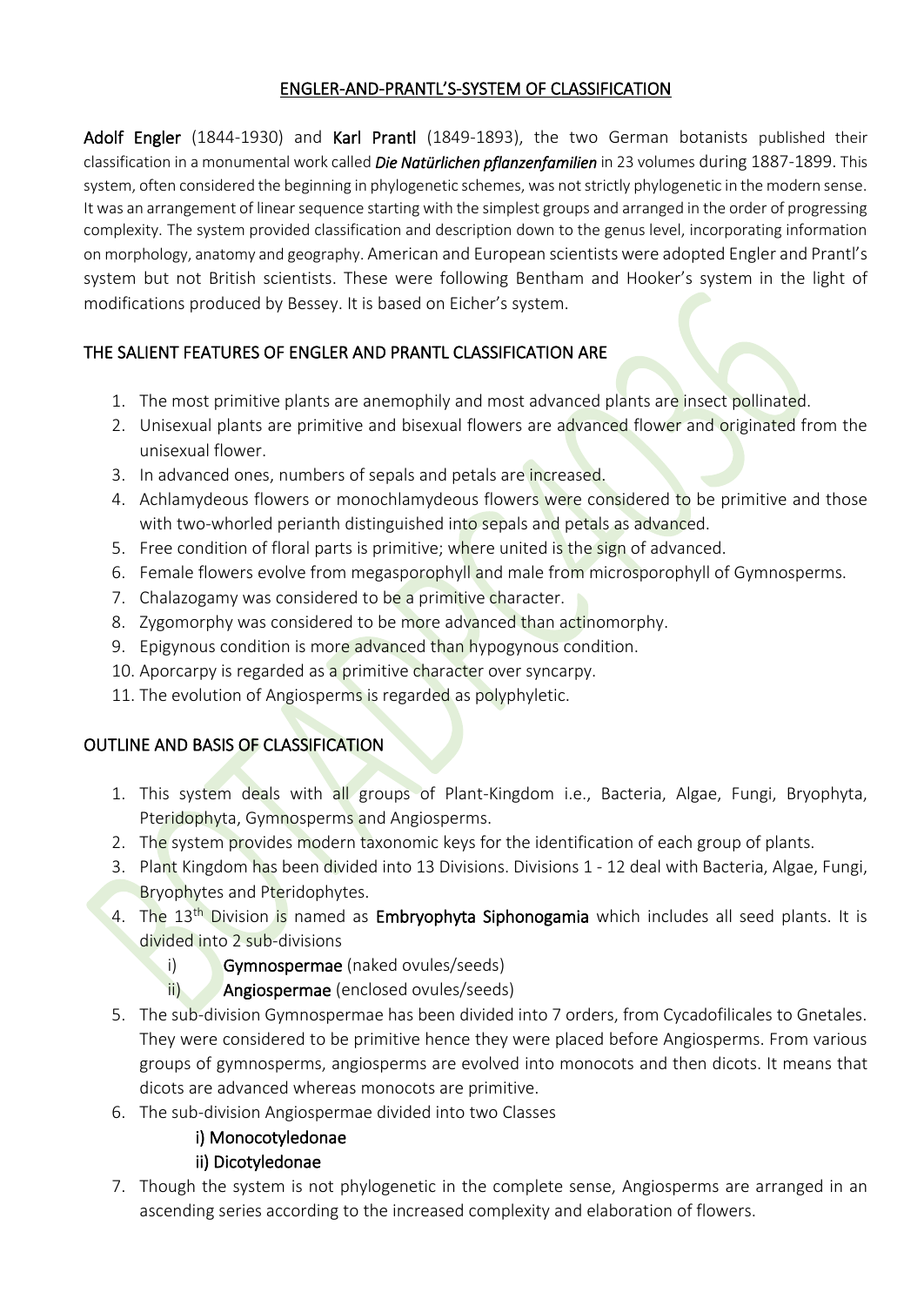# ENGLER-AND-PRANTL'S-SYSTEM OF CLASSIFICATION

**Adolf Engler** (1844-1930) and **Karl Prantl** (1849-1893), the two German botanists published their classification in a monumental work called ***Die Natürlichen pflanzenfamilien*** in 23 volumes during 1887-1899. This system, often considered the beginning in phylogenetic schemes, was not strictly phylogenetic in the modern sense. It was an arrangement of linear sequence starting with the simplest groups and arranged in the order of progressing complexity. The system provided classification and description down to the genus level, incorporating information on morphology, anatomy and geography. American and European scientists were adopted Engler and Prantl's system but not British scientists. These were following Bentham and Hooker's system in the light of modifications produced by Bessey. It is based on Eicher's system.

## THE SALIENT FEATURES OF ENGLER AND PRANTL CLASSIFICATION ARE

1. The most primitive plants are anemophily and most advanced plants are insect pollinated.
2. Unisexual plants are primitive and bisexual flowers are advanced flower and originated from the unisexual flower.
3. In advanced ones, numbers of sepals and petals are increased.
4. Achlamydeous flowers or monochlamydeous flowers were considered to be primitive and those with two-whorled perianth distinguished into sepals and petals as advanced.
5. Free condition of floral parts is primitive; where united is the sign of advanced.
6. Female flowers evolve from megasporophyll and male from microsporophyll of Gymnosperms.
7. Chalazogamy was considered to be a primitive character.
8. Zygomorphy was considered to be more advanced than actinomorphy.
9. Epigynous condition is more advanced than hypogynous condition.
10. Aporcarpy is regarded as a primitive character over syncarpy.
11. The evolution of Angiosperms is regarded as polyphyletic.

## OUTLINE AND BASIS OF CLASSIFICATION

1. This system deals with all groups of Plant-Kingdom i.e., Bacteria, Algae, Fungi, Bryophyta, Pteridophyta, Gymnosperms and Angiosperms.
2. The system provides modern taxonomic keys for the identification of each group of plants.
3. Plant Kingdom has been divided into 13 Divisions. Divisions 1 - 12 deal with Bacteria, Algae, Fungi, Bryophytes and Pteridophytes.
4. The 13th Division is named as **Embryophyta Siphonogamia** which includes all seed plants. It is divided into 2 sub-divisions
   - i) **Gymnospermae** (naked ovules/seeds)
   - ii) **Angiospermae** (enclosed ovules/seeds)
5. The sub-division Gymnospermae has been divided into 7 orders, from Cycadofilicales to Gnetales. They were considered to be primitive hence they were placed before Angiosperms. From various groups of gymnosperms, angiosperms are evolved into monocots and then dicots. It means that dicots are advanced whereas monocots are primitive.
6. The sub-division Angiospermae divided into two Classes
   - i) Monocotyledonae
   - ii) Dicotyledonae
7. Though the system is not phylogenetic in the complete sense, Angiosperms are arranged in an ascending series according to the increased complexity and elaboration of flowers.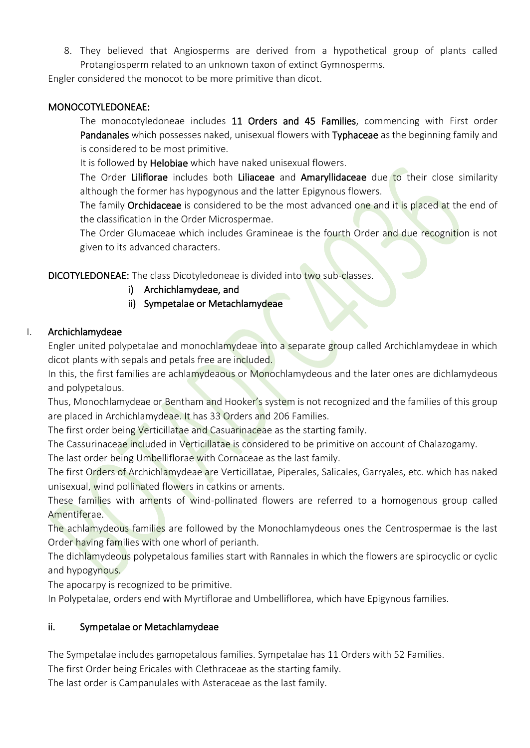8. They believed that Angiosperms are derived from a hypothetical group of plants called Protangiosperm related to an unknown taxon of extinct Gymnosperms.

Engler considered the monocot to be more primitive than dicot.

**MONOCOTYLEDONEAE:**

The monocotyledoneae includes **11 Orders and 45 Families**, commencing with First order **Pandanales** which possesses naked, unisexual flowers with **Typhaceae** as the beginning family and is considered to be most primitive.

It is followed by **Helobiae** which have naked unisexual flowers.

The Order **Liliflorae** includes both **Liliaceae** and **Amaryllidaceae** due to their close similarity although the former has hypogynous and the latter Epigynous flowers.

The family **Orchidaceae** is considered to be the most advanced one and it is placed at the end of the classification in the Order Microspermae.

The Order Glumaceae which includes Gramineae is the fourth Order and due recognition is not given to its advanced characters.

**DICOTYLEDONEAE:** The class Dicotyledoneae is divided into two sub-classes.

i) **Archichlamydeae, and**
ii) **Sympetalae or Metachlamydeae**

## I. Archichlamydeae

Engler united polypetalae and monochlamydeae into a separate group called Archichlamydeae in which dicot plants with sepals and petals free are included.

In this, the first families are achlamydeaous or Monochlamydeous and the later ones are dichlamydeous and polypetalous.

Thus, Monochlamydeae or Bentham and Hooker's system is not recognized and the families of this group are placed in Archichlamydeae. It has 33 Orders and 206 Families.

The first order being Verticillatae and Casuarinaceae as the starting family.

The Cassurinaceae included in Verticillatae is considered to be primitive on account of Chalazogamy.

The last order being Umbelliflorae with Cornaceae as the last family.

The first Orders of Archichlamydeae are Verticillatae, Piperales, Salicales, Garryales, etc. which has naked unisexual, wind pollinated flowers in catkins or aments.

These families with aments of wind-pollinated flowers are referred to a homogenous group called Amentiferae.

The achlamydeous families are followed by the Monochlamydeous ones the Centrospermae is the last Order having families with one whorl of perianth.

The dichlamydeous polypetalous families start with Rannales in which the flowers are spirocyclic or cyclic and hypogynous.

The apocarpy is recognized to be primitive.

In Polypetalae, orders end with Myrtiflorae and Umbelliflorea, which have Epigynous families.

## ii. Sympetalae or Metachlamydeae

The Sympetalae includes gamopetalous families. Sympetalae has 11 Orders with 52 Families.

The first Order being Ericales with Clethraceae as the starting family.

The last order is Campanulales with Asteraceae as the last family.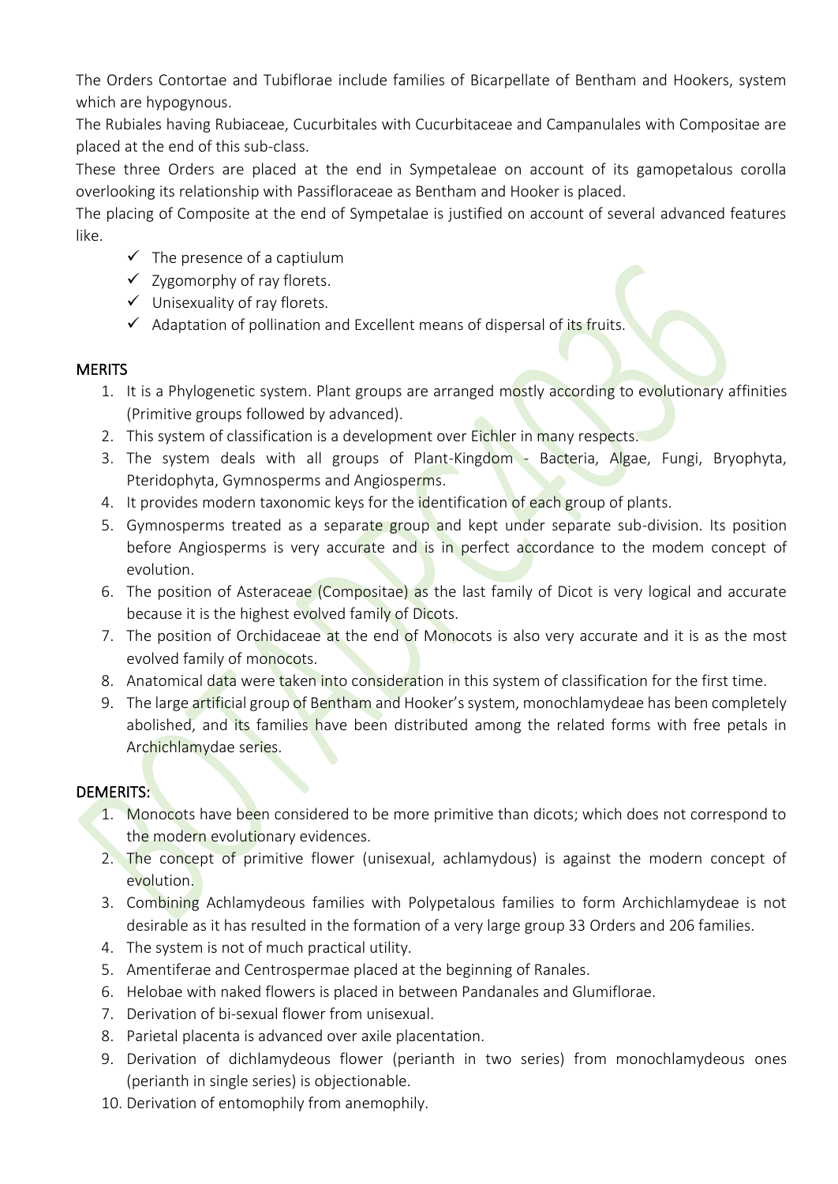The Orders Contortae and Tubiflorae include families of Bicarpellate of Bentham and Hookers, system which are hypogynous.

The Rubiales having Rubiaceae, Cucurbitales with Cucurbitaceae and Campanulales with Compositae are placed at the end of this sub-class.

These three Orders are placed at the end in Sympetaleae on account of its gamopetalous corolla overlooking its relationship with Passifloraceae as Bentham and Hooker is placed.

The placing of Composite at the end of Sympetalae is justified on account of several advanced features like.

- ✓ The presence of a captiulum
- ✓ Zygomorphy of ray florets.
- ✓ Unisexuality of ray florets.
- ✓ Adaptation of pollination and Excellent means of dispersal of its fruits.

## MERITS

1. It is a Phylogenetic system. Plant groups are arranged mostly according to evolutionary affinities (Primitive groups followed by advanced).
2. This system of classification is a development over Eichler in many respects.
3. The system deals with all groups of Plant-Kingdom - Bacteria, Algae, Fungi, Bryophyta, Pteridophyta, Gymnosperms and Angiosperms.
4. It provides modern taxonomic keys for the identification of each group of plants.
5. Gymnosperms treated as a separate group and kept under separate sub-division. Its position before Angiosperms is very accurate and is in perfect accordance to the modem concept of evolution.
6. The position of Asteraceae (Compositae) as the last family of Dicot is very logical and accurate because it is the highest evolved family of Dicots.
7. The position of Orchidaceae at the end of Monocots is also very accurate and it is as the most evolved family of monocots.
8. Anatomical data were taken into consideration in this system of classification for the first time.
9. The large artificial group of Bentham and Hooker's system, monochlamydeae has been completely abolished, and its families have been distributed among the related forms with free petals in Archichlamydae series.

## DEMERITS:

1. Monocots have been considered to be more primitive than dicots; which does not correspond to the modern evolutionary evidences.
2. The concept of primitive flower (unisexual, achlamydous) is against the modern concept of evolution.
3. Combining Achlamydeous families with Polypetalous families to form Archichlamydeae is not desirable as it has resulted in the formation of a very large group 33 Orders and 206 families.
4. The system is not of much practical utility.
5. Amentiferae and Centrospermae placed at the beginning of Ranales.
6. Helobae with naked flowers is placed in between Pandanales and Glumiflorae.
7. Derivation of bi-sexual flower from unisexual.
8. Parietal placenta is advanced over axile placentation.
9. Derivation of dichlamydeous flower (perianth in two series) from monochlamydeous ones (perianth in single series) is objectionable.
10. Derivation of entomophily from anemophily.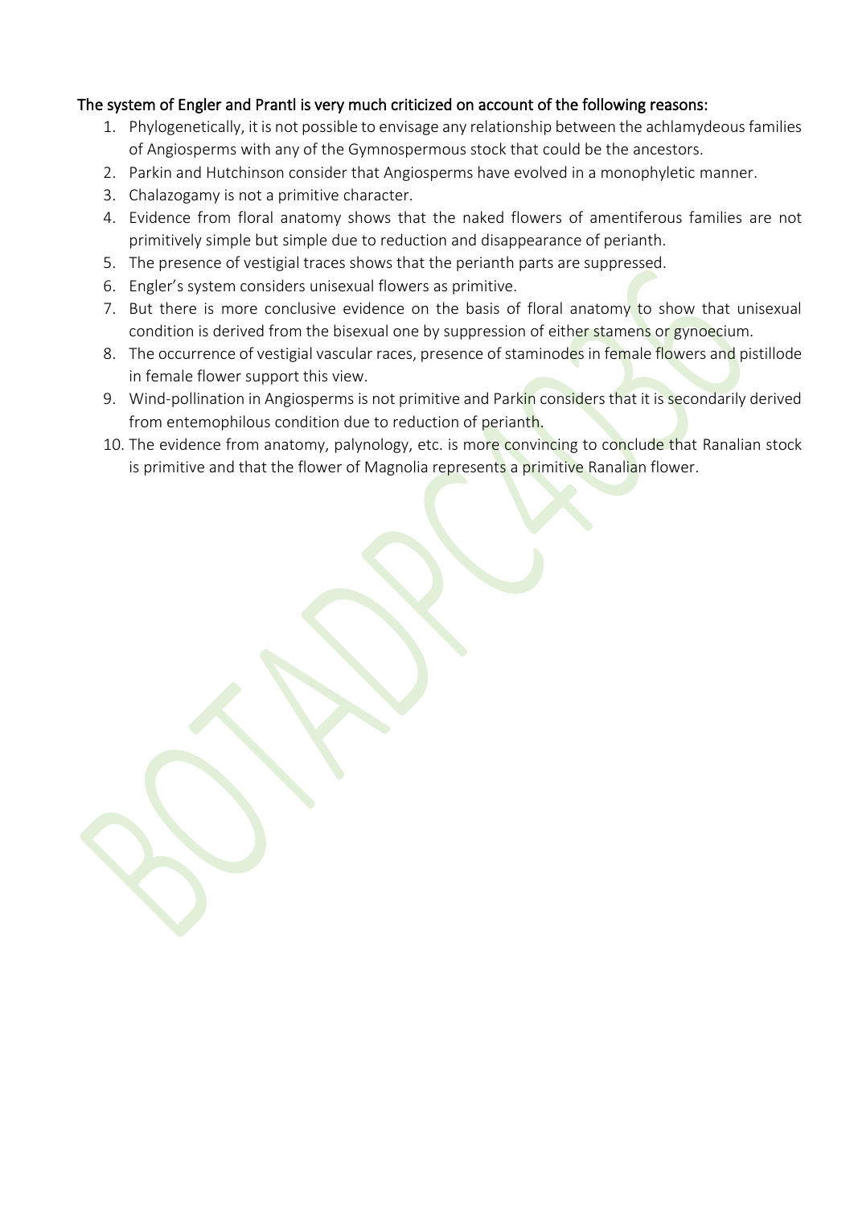**The system of Engler and Prantl is very much criticized on account of the following reasons:**

1. Phylogenetically, it is not possible to envisage any relationship between the achlamydeous families of Angiosperms with any of the Gymnospermous stock that could be the ancestors.
2. Parkin and Hutchinson consider that Angiosperms have evolved in a monophyletic manner.
3. Chalazogamy is not a primitive character.
4. Evidence from floral anatomy shows that the naked flowers of amentiferous families are not primitively simple but simple due to reduction and disappearance of perianth.
5. The presence of vestigial traces shows that the perianth parts are suppressed.
6. Engler's system considers unisexual flowers as primitive.
7. But there is more conclusive evidence on the basis of floral anatomy to show that unisexual condition is derived from the bisexual one by suppression of either stamens or gynoecium.
8. The occurrence of vestigial vascular races, presence of staminodes in female flowers and pistillode in female flower support this view.
9. Wind-pollination in Angiosperms is not primitive and Parkin considers that it is secondarily derived from entemophilous condition due to reduction of perianth.
10. The evidence from anatomy, palynology, etc. is more convincing to conclude that Ranalian stock is primitive and that the flower of Magnolia represents a primitive Ranalian flower.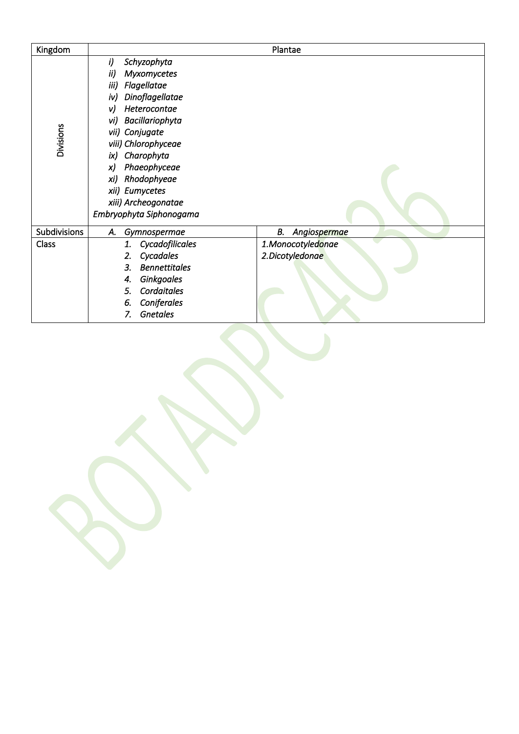| Kingdom | Plantae | |
|---|---|---|
| Divisions | *i) Schyzophyta*<br>*ii) Myxomycetes*<br>*iii) Flagellatae*<br>*iv) Dinoflagellatae*<br>*v) Heterocontae*<br>*vi) Bacillariophyta*<br>*vii) Conjugate*<br>*viii) Chlorophyceae*<br>*ix) Charophyta*<br>*x) Phaeophyceae*<br>*xi) Rhodophyeae*<br>*xii) Eumycetes*<br>*xiii) Archeogonatae*<br>*Embryophyta Siphonogama* | |
| Subdivisions | *A. Gymnospermae* | *B. Angiospermae* |
| Class | *1. Cycadofilicales*<br>*2. Cycadales*<br>*3. Bennettitales*<br>*4. Ginkgoales*<br>*5. Cordaitales*<br>*6. Coniferales*<br>*7. Gnetales* | *1.Monocotyledonae*<br>*2.Dicotyledonae* |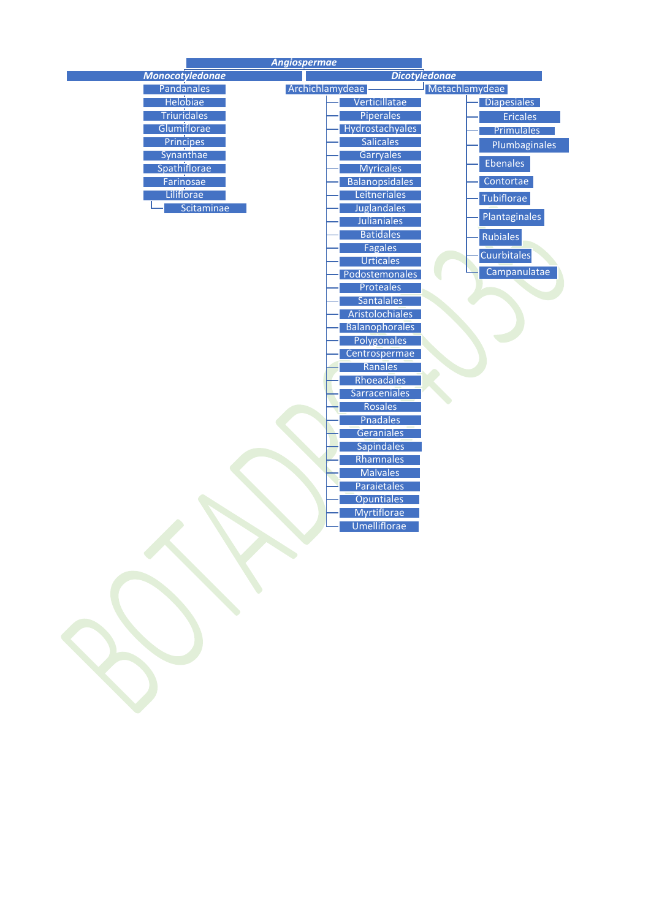- ***Angiospermae***
  - ***Monocotyledonae***
    - Pandanales
    - Helobiae
    - Triuridales
    - Glumiflorae
    - Principes
    - Synanthae
    - Spathiflorae
    - Farinosae
    - Liliflorae
    - Scitaminae
  - ***Dicotyledonae***
    - Archichlamydeae
      - Verticillatae
      - Piperales
      - Hydrostachyales
      - Salicales
      - Garryales
      - Myricales
      - Balanopsidales
      - Leitneriales
      - Juglandales
      - Julianiales
      - Batidales
      - Fagales
      - Urticales
      - Podostemonales
      - Proteales
      - Santalales
      - Aristolochiales
      - Balanophorales
      - Polygonales
      - Centrospermae
      - Ranales
      - Rhoeadales
      - Sarraceniales
      - Rosales
      - Pnadales
      - Geraniales
      - Sapindales
      - Rhamnales
      - Malvales
      - Paraietales
      - Opuntiales
      - Myrtiflorae
      - Umelliflorae
    - Metachlamydeae
      - Diapesiales
      - Ericales
      - Primulales
      - Plumbaginales
      - Ebenales
      - Contortae
      - Tubiflorae
      - Plantaginales
      - Rubiales
      - Cuurbitales
      - Campanulatae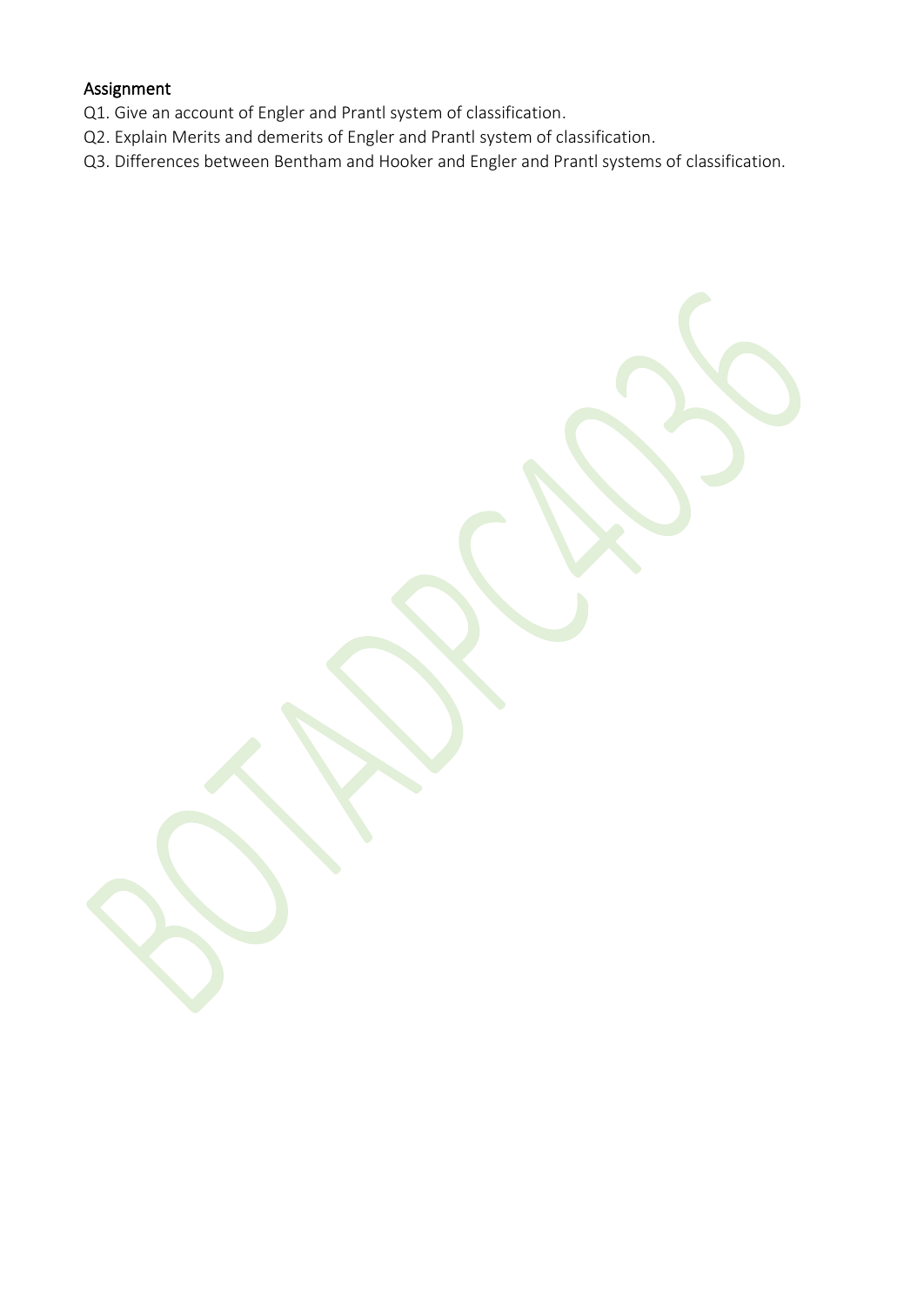## Assignment

Q1. Give an account of Engler and Prantl system of classification.

Q2. Explain Merits and demerits of Engler and Prantl system of classification.

Q3. Differences between Bentham and Hooker and Engler and Prantl systems of classification.